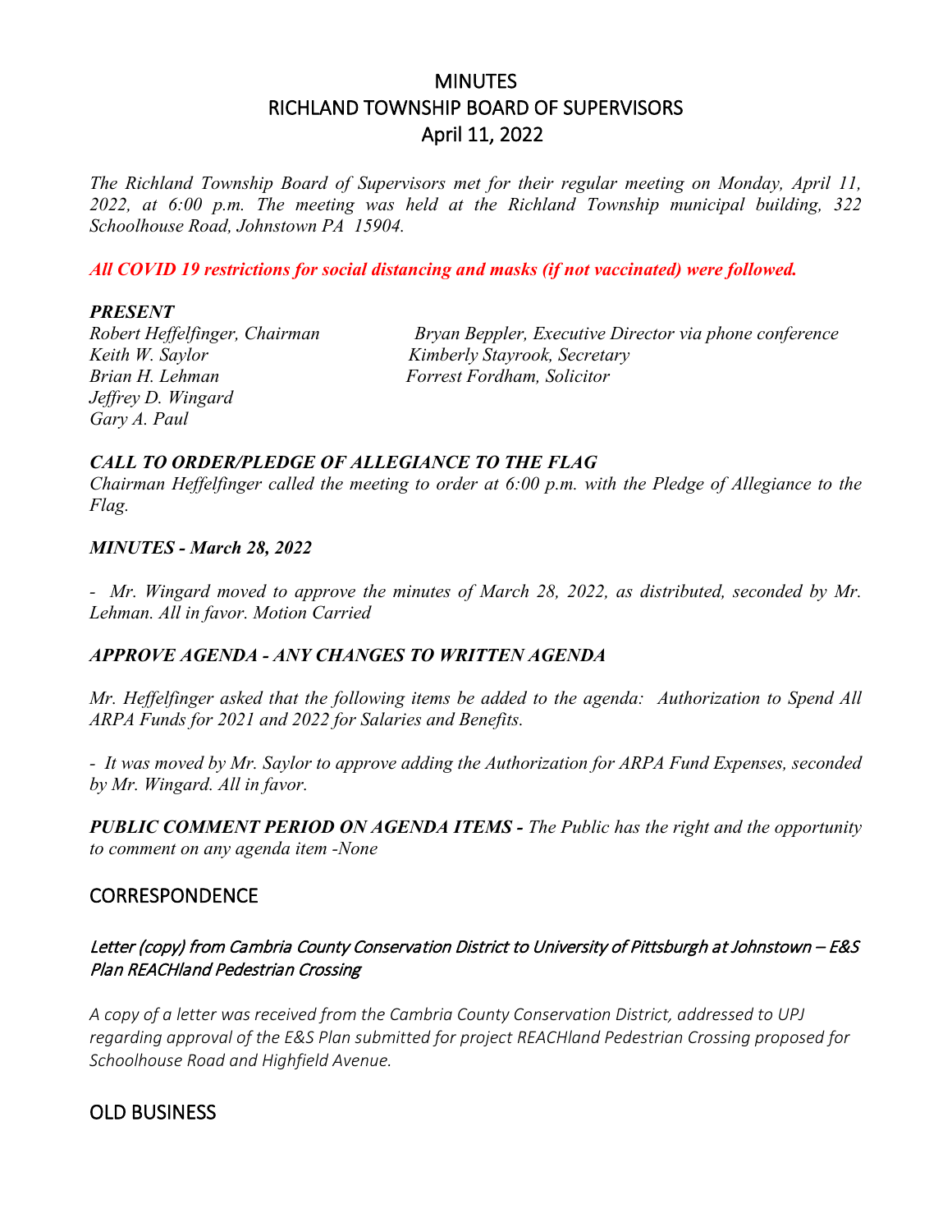# MINUTES
# RICHLAND TOWNSHIP BOARD OF SUPERVISORS
# April 11, 2022

*The Richland Township Board of Supervisors met for their regular meeting on Monday, April 11, 2022, at 6:00 p.m. The meeting was held at the Richland Township municipal building, 322 Schoolhouse Road, Johnstown PA 15904.*

***All COVID 19 restrictions for social distancing and masks (if not vaccinated) were followed.***

***PRESENT***

*Robert Heffelfinger, Chairman*
*Keith W. Saylor*
*Brian H. Lehman*
*Jeffrey D. Wingard*
*Gary A. Paul*

*Bryan Beppler, Executive Director via phone conference*
*Kimberly Stayrook, Secretary*
*Forrest Fordham, Solicitor*

***CALL TO ORDER/PLEDGE OF ALLEGIANCE TO THE FLAG***

*Chairman Heffelfinger called the meeting to order at 6:00 p.m. with the Pledge of Allegiance to the Flag.*

***MINUTES - March 28, 2022***

*- Mr. Wingard moved to approve the minutes of March 28, 2022, as distributed, seconded by Mr. Lehman. All in favor. Motion Carried*

***APPROVE AGENDA - ANY CHANGES TO WRITTEN AGENDA***

*Mr. Heffelfinger asked that the following items be added to the agenda: Authorization to Spend All ARPA Funds for 2021 and 2022 for Salaries and Benefits.*

*- It was moved by Mr. Saylor to approve adding the Authorization for ARPA Fund Expenses, seconded by Mr. Wingard. All in favor.*

***PUBLIC COMMENT PERIOD ON AGENDA ITEMS -*** *The Public has the right and the opportunity to comment on any agenda item -None*

## CORRESPONDENCE

### *Letter (copy) from Cambria County Conservation District to University of Pittsburgh at Johnstown – E&S Plan REACHland Pedestrian Crossing*

*A copy of a letter was received from the Cambria County Conservation District, addressed to UPJ regarding approval of the E&S Plan submitted for project REACHland Pedestrian Crossing proposed for Schoolhouse Road and Highfield Avenue.*

## OLD BUSINESS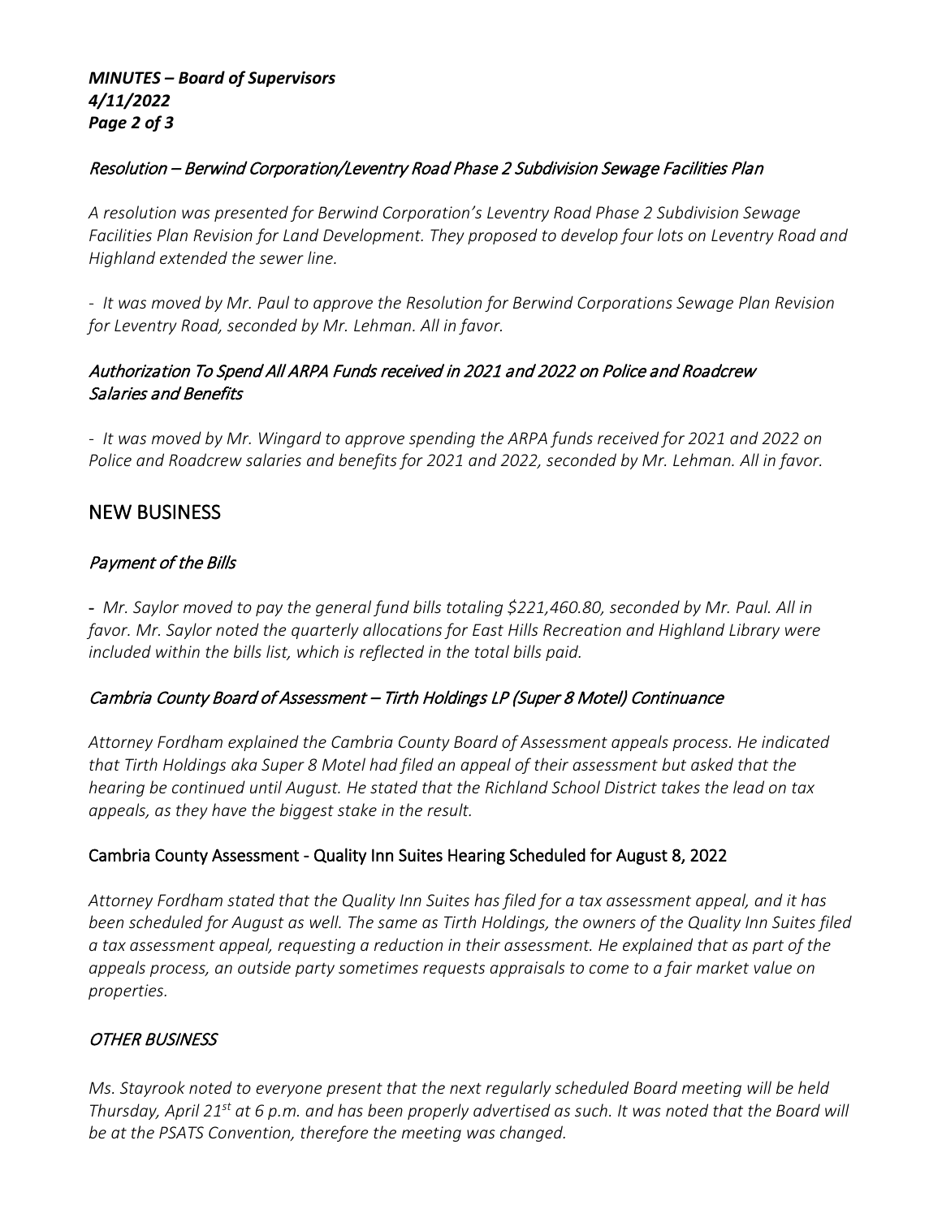### *Resolution – Berwind Corporation/Leventry Road Phase 2 Subdivision Sewage Facilities Plan*

*A resolution was presented for Berwind Corporation's Leventry Road Phase 2 Subdivision Sewage Facilities Plan Revision for Land Development. They proposed to develop four lots on Leventry Road and Highland extended the sewer line.*

*- It was moved by Mr. Paul to approve the Resolution for Berwind Corporations Sewage Plan Revision for Leventry Road, seconded by Mr. Lehman. All in favor.*

### *Authorization To Spend All ARPA Funds received in 2021 and 2022 on Police and Roadcrew Salaries and Benefits*

*- It was moved by Mr. Wingard to approve spending the ARPA funds received for 2021 and 2022 on Police and Roadcrew salaries and benefits for 2021 and 2022, seconded by Mr. Lehman. All in favor.*

## NEW BUSINESS

### *Payment of the Bills*

*- Mr. Saylor moved to pay the general fund bills totaling $221,460.80, seconded by Mr. Paul. All in favor. Mr. Saylor noted the quarterly allocations for East Hills Recreation and Highland Library were included within the bills list, which is reflected in the total bills paid.*

### *Cambria County Board of Assessment – Tirth Holdings LP (Super 8 Motel) Continuance*

*Attorney Fordham explained the Cambria County Board of Assessment appeals process. He indicated that Tirth Holdings aka Super 8 Motel had filed an appeal of their assessment but asked that the hearing be continued until August. He stated that the Richland School District takes the lead on tax appeals, as they have the biggest stake in the result.*

### Cambria County Assessment - Quality Inn Suites Hearing Scheduled for August 8, 2022

*Attorney Fordham stated that the Quality Inn Suites has filed for a tax assessment appeal, and it has been scheduled for August as well. The same as Tirth Holdings, the owners of the Quality Inn Suites filed a tax assessment appeal, requesting a reduction in their assessment. He explained that as part of the appeals process, an outside party sometimes requests appraisals to come to a fair market value on properties.*

### *OTHER BUSINESS*

*Ms. Stayrook noted to everyone present that the next regularly scheduled Board meeting will be held Thursday, April 21st at 6 p.m. and has been properly advertised as such. It was noted that the Board will be at the PSATS Convention, therefore the meeting was changed.*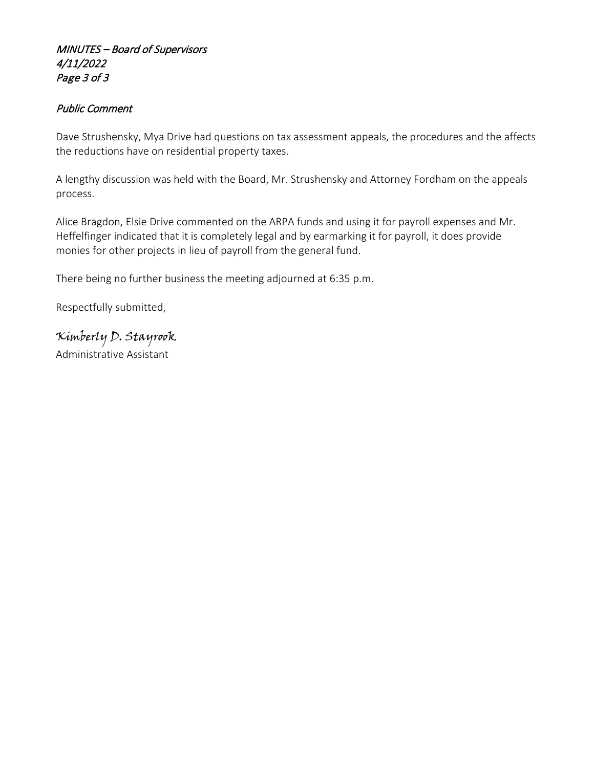*Public Comment*

Dave Strushensky, Mya Drive had questions on tax assessment appeals, the procedures and the affects the reductions have on residential property taxes.

A lengthy discussion was held with the Board, Mr. Strushensky and Attorney Fordham on the appeals process.

Alice Bragdon, Elsie Drive commented on the ARPA funds and using it for payroll expenses and Mr. Heffelfinger indicated that it is completely legal and by earmarking it for payroll, it does provide monies for other projects in lieu of payroll from the general fund.

There being no further business the meeting adjourned at 6:35 p.m.

Respectfully submitted,

Kimberly D. Stayrook
Administrative Assistant